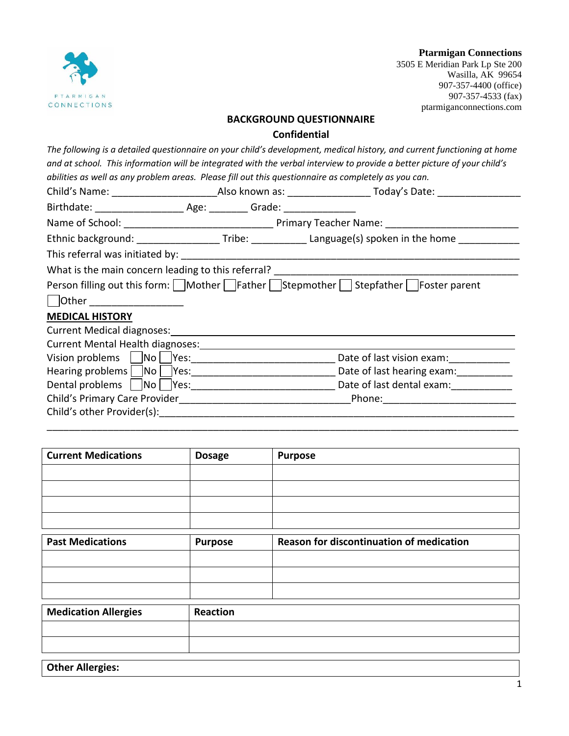**Ptarmigan Connections**
3505 E Meridian Park Lp Ste 200
Wasilla, AK 99654
907-357-4400 (office)
907-357-4533 (fax)
ptarmiganconnections.com

## BACKGROUND QUESTIONNAIRE

**Confidential**

*The following is a detailed questionnaire on your child's development, medical history, and current functioning at home and at school. This information will be integrated with the verbal interview to provide a better picture of your child's abilities as well as any problem areas. Please fill out this questionnaire as completely as you can.*

Child's Name: ___________________Also known as: _______________ Today's Date: _______________

Birthdate: ________________ Age: _______ Grade: _____________

Name of School: ___________________________ Primary Teacher Name: ________________________

Ethnic background: _______________ Tribe: __________ Language(s) spoken in the home ___________

This referral was initiated by: ________________________________________________________________

What is the main concern leading to this referral? ____________________________________________

Person filling out this form: ☐ Mother ☐ Father ☐ Stepmother ☐ Stepfather ☐ Foster parent ☐ Other _________________

## MEDICAL HISTORY

Current Medical diagnoses:________________________________________________________________

Current Mental Health diagnoses:__________________________________________________________

Vision problems ☐ No ☐ Yes:__________________________ Date of last vision exam:__________

Hearing problems ☐ No ☐ Yes:__________________________ Date of last hearing exam:_________

Dental problems ☐ No ☐ Yes:__________________________ Date of last dental exam:__________

Child's Primary Care Provider_______________________________Phone:________________________

Child's other Provider(s):__________________________________________________________________

_____________________________________________________________________________________

| Current Medications | Dosage | Purpose |
|---|---|---|
| | | |
| | | |
| | | |
| | | |

| Past Medications | Purpose | Reason for discontinuation of medication |
|---|---|---|
| | | |
| | | |
| | | |

| Medication Allergies | Reaction |
|---|---|
| | |
| | |

| Other Allergies: |
|---|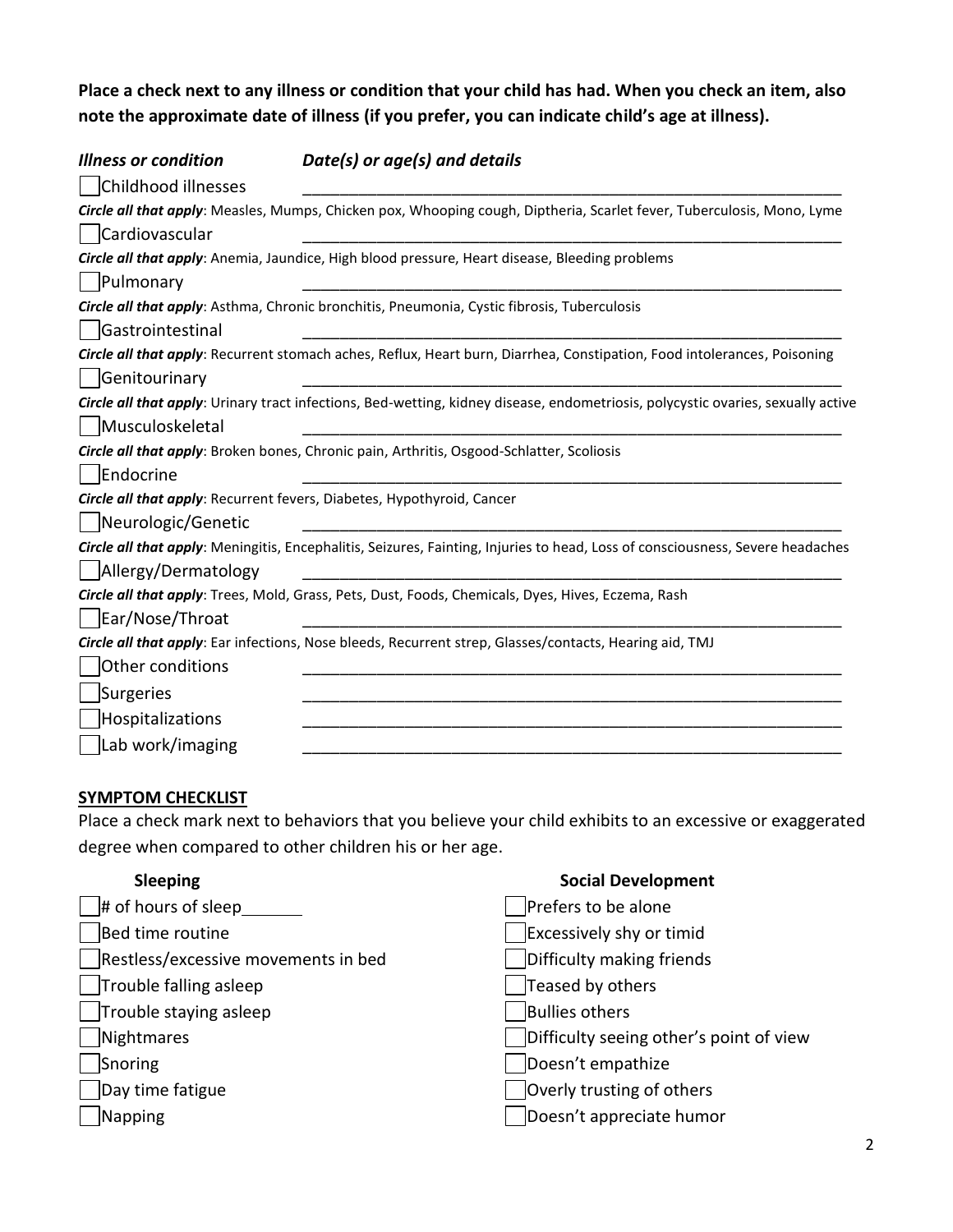**Place a check next to any illness or condition that your child has had. When you check an item, also note the approximate date of illness (if you prefer, you can indicate child's age at illness).**

| *Illness or condition* | *Date(s) or age(s) and details* |
|---|---|
| ☐ Childhood illnesses | ___ |
| ***Circle all that apply***: Measles, Mumps, Chicken pox, Whooping cough, Diptheria, Scarlet fever, Tuberculosis, Mono, Lyme | |
| ☐ Cardiovascular | ___ |
| ***Circle all that apply***: Anemia, Jaundice, High blood pressure, Heart disease, Bleeding problems | |
| ☐ Pulmonary | ___ |
| ***Circle all that apply***: Asthma, Chronic bronchitis, Pneumonia, Cystic fibrosis, Tuberculosis | |
| ☐ Gastrointestinal | ___ |
| ***Circle all that apply***: Recurrent stomach aches, Reflux, Heart burn, Diarrhea, Constipation, Food intolerances, Poisoning | |
| ☐ Genitourinary | ___ |
| ***Circle all that apply***: Urinary tract infections, Bed-wetting, kidney disease, endometriosis, polycystic ovaries, sexually active | |
| ☐ Musculoskeletal | ___ |
| ***Circle all that apply***: Broken bones, Chronic pain, Arthritis, Osgood-Schlatter, Scoliosis | |
| ☐ Endocrine | ___ |
| ***Circle all that apply***: Recurrent fevers, Diabetes, Hypothyroid, Cancer | |
| ☐ Neurologic/Genetic | ___ |
| ***Circle all that apply***: Meningitis, Encephalitis, Seizures, Fainting, Injuries to head, Loss of consciousness, Severe headaches | |
| ☐ Allergy/Dermatology | ___ |
| ***Circle all that apply***: Trees, Mold, Grass, Pets, Dust, Foods, Chemicals, Dyes, Hives, Eczema, Rash | |
| ☐ Ear/Nose/Throat | ___ |
| ***Circle all that apply***: Ear infections, Nose bleeds, Recurrent strep, Glasses/contacts, Hearing aid, TMJ | |
| ☐ Other conditions | ___ |
| ☐ Surgeries | ___ |
| ☐ Hospitalizations | ___ |
| ☐ Lab work/imaging | ___ |

## SYMPTOM CHECKLIST

Place a check mark next to behaviors that you believe your child exhibits to an excessive or exaggerated degree when compared to other children his or her age.

**Sleeping**

- ☐ # of hours of sleep______
- ☐ Bed time routine
- ☐ Restless/excessive movements in bed
- ☐ Trouble falling asleep
- ☐ Trouble staying asleep
- ☐ Nightmares
- ☐ Snoring
- ☐ Day time fatigue
- ☐ Napping

**Social Development**

- ☐ Prefers to be alone
- ☐ Excessively shy or timid
- ☐ Difficulty making friends
- ☐ Teased by others
- ☐ Bullies others
- ☐ Difficulty seeing other's point of view
- ☐ Doesn't empathize
- ☐ Overly trusting of others
- ☐ Doesn't appreciate humor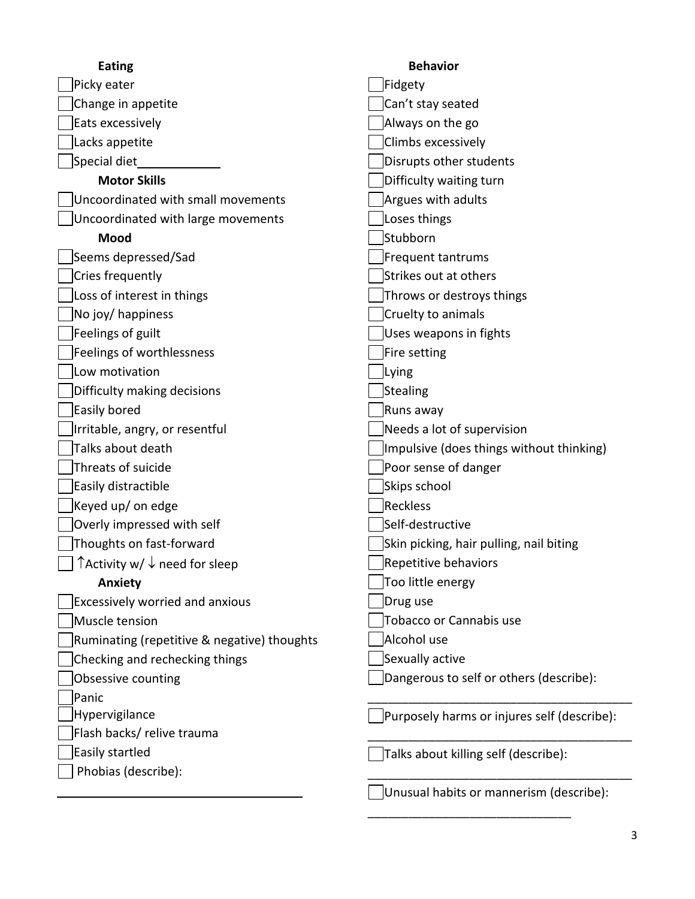**Eating**

- [ ] Picky eater
- [ ] Change in appetite
- [ ] Eats excessively
- [ ] Lacks appetite
- [ ] Special diet____________

**Motor Skills**

- [ ] Uncoordinated with small movements
- [ ] Uncoordinated with large movements

**Mood**

- [ ] Seems depressed/Sad
- [ ] Cries frequently
- [ ] Loss of interest in things
- [ ] No joy/ happiness
- [ ] Feelings of guilt
- [ ] Feelings of worthlessness
- [ ] Low motivation
- [ ] Difficulty making decisions
- [ ] Easily bored
- [ ] Irritable, angry, or resentful
- [ ] Talks about death
- [ ] Threats of suicide
- [ ] Easily distractible
- [ ] Keyed up/ on edge
- [ ] Overly impressed with self
- [ ] Thoughts on fast-forward
- [ ] ↑Activity w/ ↓ need for sleep

**Anxiety**

- [ ] Excessively worried and anxious
- [ ] Muscle tension
- [ ] Ruminating (repetitive & negative) thoughts
- [ ] Checking and rechecking things
- [ ] Obsessive counting
- [ ] Panic
- [ ] Hypervigilance
- [ ] Flash backs/ relive trauma
- [ ] Easily startled
- [ ] Phobias (describe):

____________________________________

**Behavior**

- [ ] Fidgety
- [ ] Can't stay seated
- [ ] Always on the go
- [ ] Climbs excessively
- [ ] Disrupts other students
- [ ] Difficulty waiting turn
- [ ] Argues with adults
- [ ] Loses things
- [ ] Stubborn
- [ ] Frequent tantrums
- [ ] Strikes out at others
- [ ] Throws or destroys things
- [ ] Cruelty to animals
- [ ] Uses weapons in fights
- [ ] Fire setting
- [ ] Lying
- [ ] Stealing
- [ ] Runs away
- [ ] Needs a lot of supervision
- [ ] Impulsive (does things without thinking)
- [ ] Poor sense of danger
- [ ] Skips school
- [ ] Reckless
- [ ] Self-destructive
- [ ] Skin picking, hair pulling, nail biting
- [ ] Repetitive behaviors
- [ ] Too little energy
- [ ] Drug use
- [ ] Tobacco or Cannabis use
- [ ] Alcohol use
- [ ] Sexually active
- [ ] Dangerous to self or others (describe):

______________________________________

- [ ] Purposely harms or injures self (describe):

______________________________________

- [ ] Talks about killing self (describe):

______________________________________

- [ ] Unusual habits or mannerism (describe):

______________________________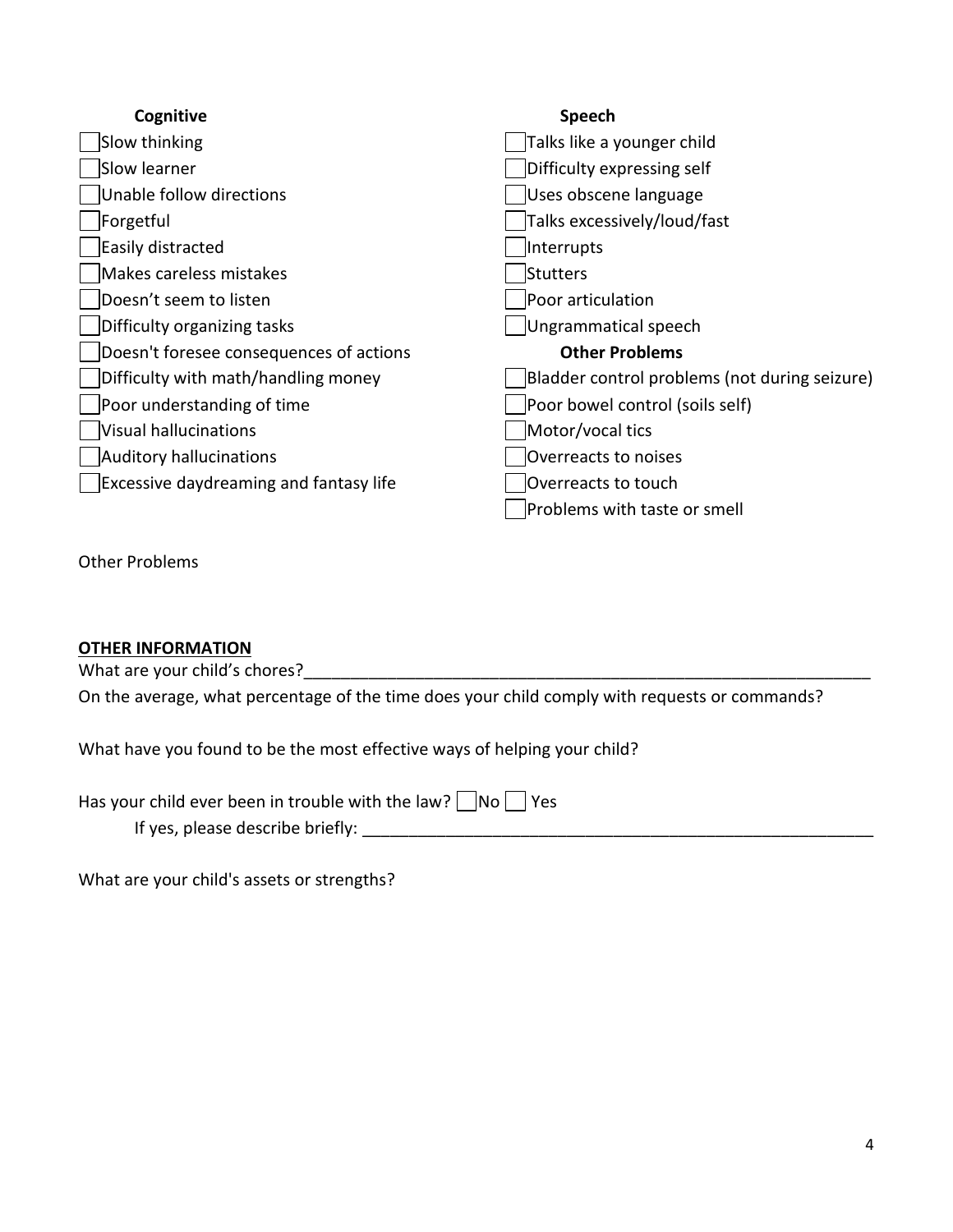**Cognitive**

- [ ] Slow thinking
- [ ] Slow learner
- [ ] Unable follow directions
- [ ] Forgetful
- [ ] Easily distracted
- [ ] Makes careless mistakes
- [ ] Doesn't seem to listen
- [ ] Difficulty organizing tasks
- [ ] Doesn't foresee consequences of actions
- [ ] Difficulty with math/handling money
- [ ] Poor understanding of time
- [ ] Visual hallucinations
- [ ] Auditory hallucinations
- [ ] Excessive daydreaming and fantasy life

**Speech**

- [ ] Talks like a younger child
- [ ] Difficulty expressing self
- [ ] Uses obscene language
- [ ] Talks excessively/loud/fast
- [ ] Interrupts
- [ ] Stutters
- [ ] Poor articulation
- [ ] Ungrammatical speech

**Other Problems**

- [ ] Bladder control problems (not during seizure)
- [ ] Poor bowel control (soils self)
- [ ] Motor/vocal tics
- [ ] Overreacts to noises
- [ ] Overreacts to touch
- [ ] Problems with taste or smell

Other Problems

## OTHER INFORMATION

What are your child's chores?_______________________________________________________________

On the average, what percentage of the time does your child comply with requests or commands?

What have you found to be the most effective ways of helping your child?

Has your child ever been in trouble with the law? [ ] No [ ] Yes

If yes, please describe briefly: ___________________________________________________________

What are your child's assets or strengths?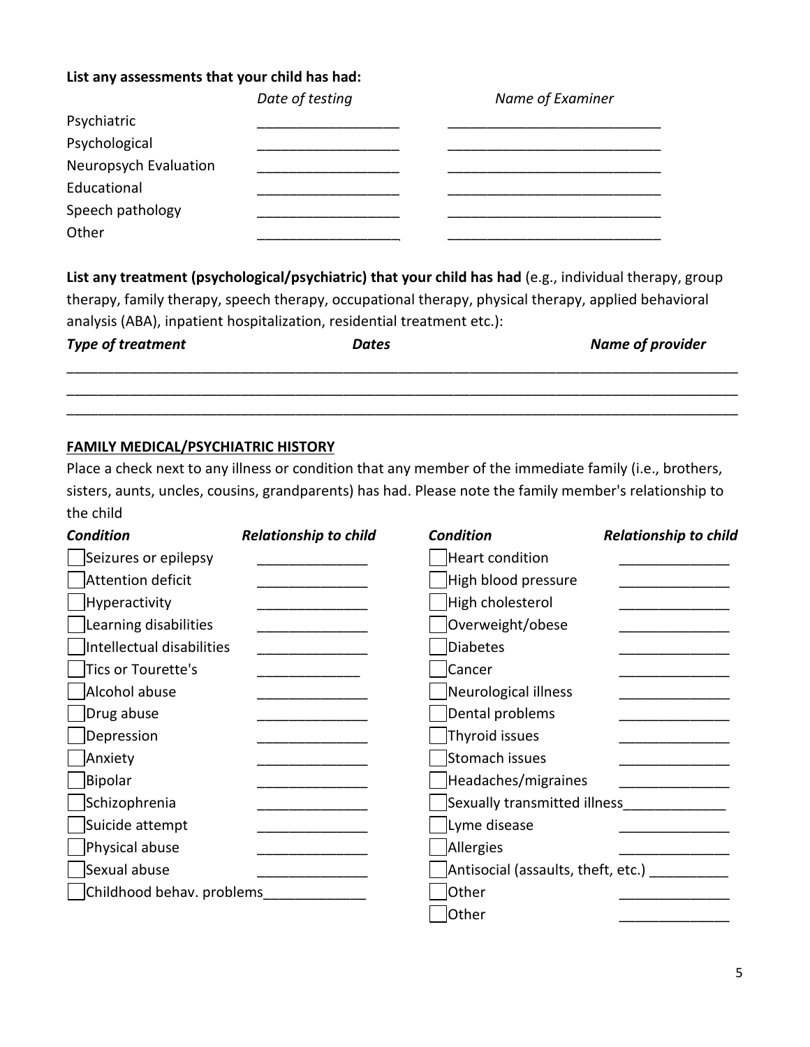**List any assessments that your child has had:**

| | *Date of testing* | *Name of Examiner* |
|---|---|---|
| Psychiatric | __________________ | ___________________________ |
| Psychological | __________________ | ___________________________ |
| Neuropsych Evaluation | __________________ | ___________________________ |
| Educational | __________________ | ___________________________ |
| Speech pathology | __________________ | ___________________________ |
| Other | __________________ | ___________________________ |

**List any treatment (psychological/psychiatric) that your child has had** (e.g., individual therapy, group therapy, family therapy, speech therapy, occupational therapy, physical therapy, applied behavioral analysis (ABA), inpatient hospitalization, residential treatment etc.):

***Type of treatment*** ***Dates*** ***Name of provider***

_______________________________________________________________________________

_______________________________________________________________________________

_______________________________________________________________________________

## FAMILY MEDICAL/PSYCHIATRIC HISTORY

Place a check next to any illness or condition that any member of the immediate family (i.e., brothers, sisters, aunts, uncles, cousins, grandparents) has had. Please note the family member's relationship to the child

| *Condition* | *Relationship to child* | *Condition* | *Relationship to child* |
|---|---|---|---|
| ☐ Seizures or epilepsy | ______________ | ☐ Heart condition | ______________ |
| ☐ Attention deficit | ______________ | ☐ High blood pressure | ______________ |
| ☐ Hyperactivity | ______________ | ☐ High cholesterol | ______________ |
| ☐ Learning disabilities | ______________ | ☐ Overweight/obese | ______________ |
| ☐ Intellectual disabilities | ______________ | ☐ Diabetes | ______________ |
| ☐ Tics or Tourette's | ______________ | ☐ Cancer | ______________ |
| ☐ Alcohol abuse | ______________ | ☐ Neurological illness | ______________ |
| ☐ Drug abuse | ______________ | ☐ Dental problems | ______________ |
| ☐ Depression | ______________ | ☐ Thyroid issues | ______________ |
| ☐ Anxiety | ______________ | ☐ Stomach issues | ______________ |
| ☐ Bipolar | ______________ | ☐ Headaches/migraines | ______________ |
| ☐ Schizophrenia | ______________ | ☐ Sexually transmitted illness | ______________ |
| ☐ Suicide attempt | ______________ | ☐ Lyme disease | ______________ |
| ☐ Physical abuse | ______________ | ☐ Allergies | ______________ |
| ☐ Sexual abuse | ______________ | ☐ Antisocial (assaults, theft, etc.) | __________ |
| ☐ Childhood behav. problems | ______________ | ☐ Other | ______________ |
| | | ☐ Other | ______________ |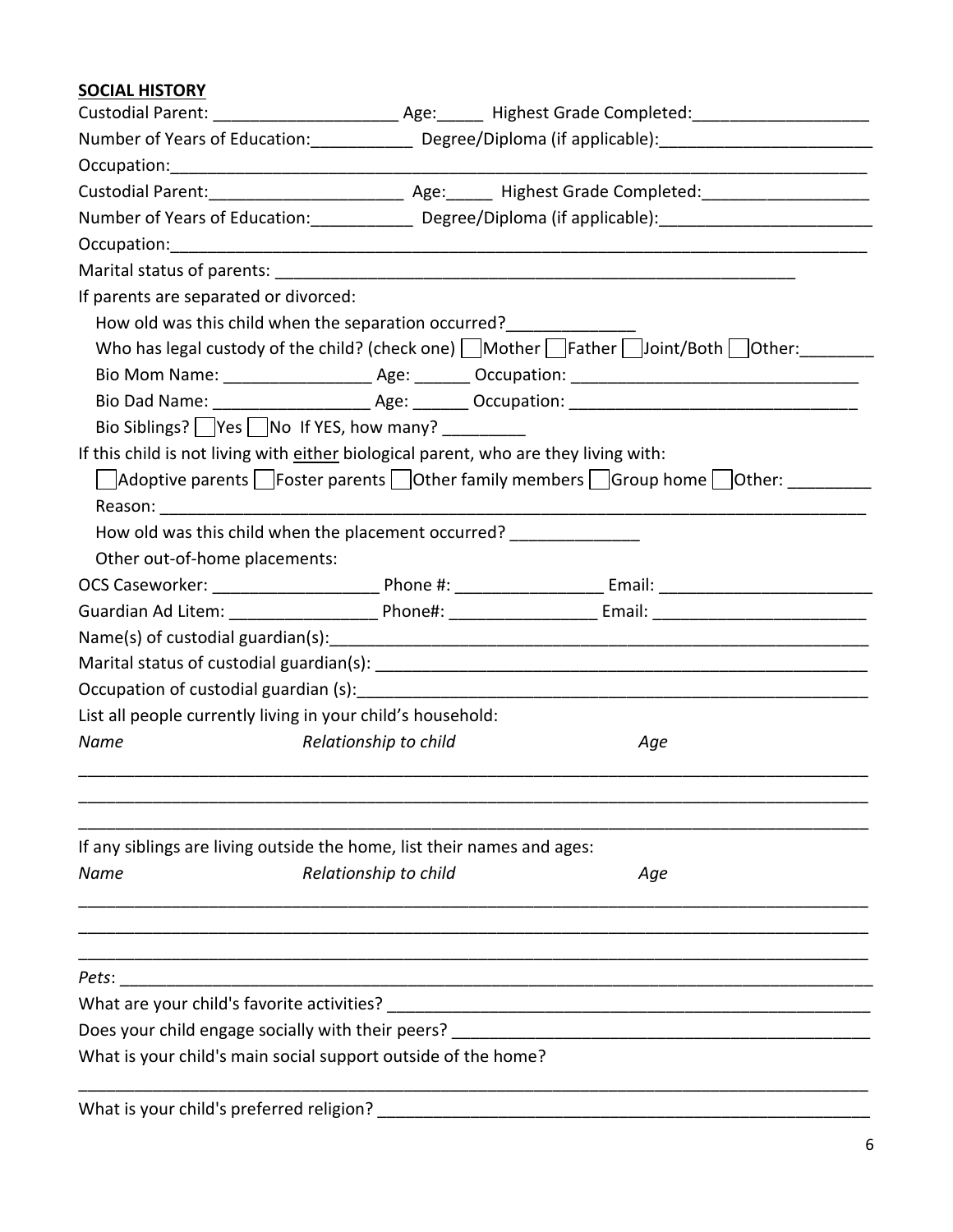**SOCIAL HISTORY**

Custodial Parent: ____________________ Age:_____ Highest Grade Completed:___________________

Number of Years of Education:___________ Degree/Diploma (if applicable):_______________________

Occupation:_________________________________________________________________________

Custodial Parent:_____________________ Age:_____ Highest Grade Completed:__________________

Number of Years of Education:___________ Degree/Diploma (if applicable):_______________________

Occupation:_________________________________________________________________________

Marital status of parents: __________________________________________________________

If parents are separated or divorced:

How old was this child when the separation occurred?_____________

Who has legal custody of the child? (check one) ☐ Mother ☐ Father ☐ Joint/Both ☐ Other:________

Bio Mom Name: ________________ Age: ______ Occupation: _______________________________

Bio Dad Name: _________________ Age: ______ Occupation: _______________________________

Bio Siblings? ☐ Yes ☐ No If YES, how many? _________

If this child is not living with <u>either</u> biological parent, who are they living with:

☐ Adoptive parents ☐ Foster parents ☐ Other family members ☐ Group home ☐ Other: _________

Reason: ___________________________________________________________________________

How old was this child when the placement occurred? ______________

Other out-of-home placements:

OCS Caseworker: __________________ Phone #: ________________ Email: _______________________

Guardian Ad Litem: ________________ Phone#: ________________ Email: _______________________

Name(s) of custodial guardian(s):_______________________________________________________

Marital status of custodial guardian(s): __________________________________________________

Occupation of custodial guardian (s):_____________________________________________________

List all people currently living in your child's household:

| *Name* | *Relationship to child* | *Age* |
|---|---|---|
| | | |
| | | |
| | | |

If any siblings are living outside the home, list their names and ages:

| *Name* | *Relationship to child* | *Age* |
|---|---|---|
| | | |
| | | |
| | | |

*Pets*: ____________________________________________________________________________

What are your child's favorite activities? ______________________________________________

Does your child engage socially with their peers? ________________________________________

What is your child's main social support outside of the home?

___________________________________________________________________________________

What is your child's preferred religion? _________________________________________________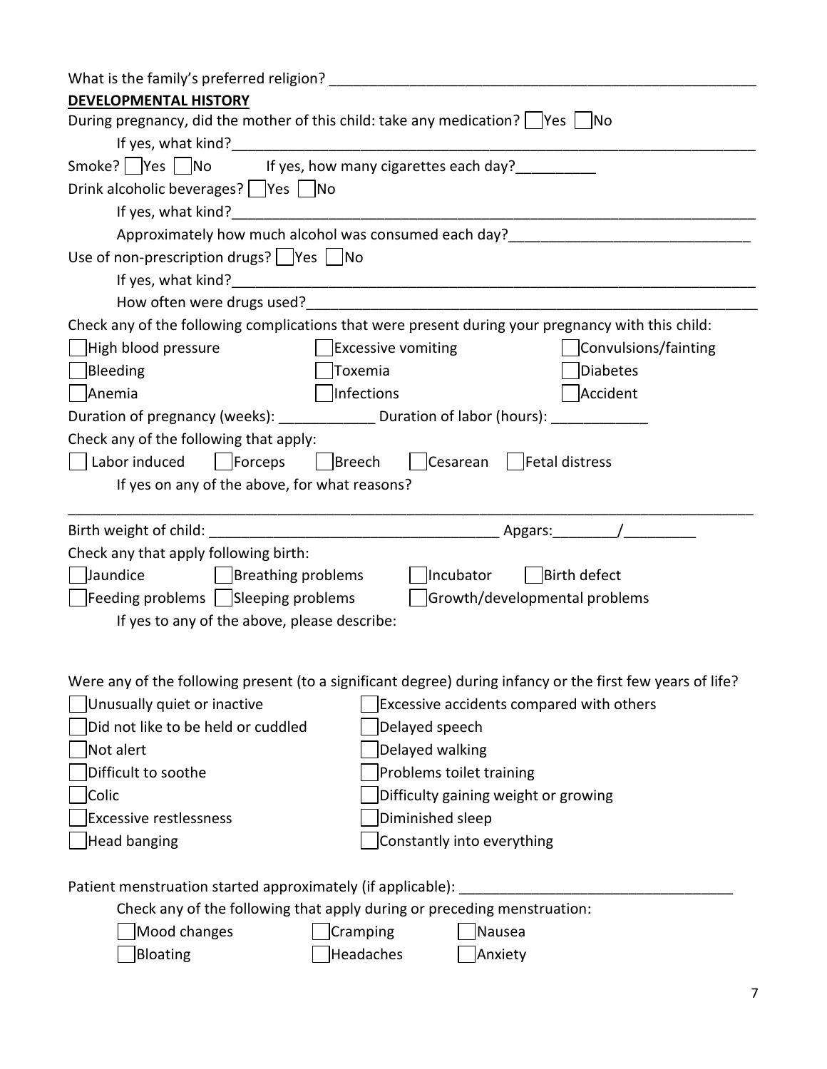What is the family's preferred religion? _______________________________________________

**DEVELOPMENTAL HISTORY**

During pregnancy, did the mother of this child: take any medication? ☐ Yes ☐ No

If yes, what kind?_______________________________________________

Smoke? ☐ Yes ☐ No     If yes, how many cigarettes each day?__________

Drink alcoholic beverages? ☐ Yes ☐ No

If yes, what kind?_______________________________________________

Approximately how much alcohol was consumed each day?______________________________

Use of non-prescription drugs? ☐ Yes ☐ No

If yes, what kind?_______________________________________________

How often were drugs used?_______________________________________________

Check any of the following complications that were present during your pregnancy with this child:

| | | |
|---|---|---|
| ☐ High blood pressure | ☐ Excessive vomiting | ☐ Convulsions/fainting |
| ☐ Bleeding | ☐ Toxemia | ☐ Diabetes |
| ☐ Anemia | ☐ Infections | ☐ Accident |

Duration of pregnancy (weeks): ____________ Duration of labor (hours): ____________

Check any of the following that apply:

☐ Labor induced ☐ Forceps ☐ Breech ☐ Cesarean ☐ Fetal distress

If yes on any of the above, for what reasons?

_______________________________________________________________________________

Birth weight of child: ___________________________________ Apgars:________/_________

Check any that apply following birth:

☐ Jaundice ☐ Breathing problems ☐ Incubator ☐ Birth defect

☐ Feeding problems ☐ Sleeping problems ☐ Growth/developmental problems

If yes to any of the above, please describe:

Were any of the following present (to a significant degree) during infancy or the first few years of life?

| | |
|---|---|
| ☐ Unusually quiet or inactive | ☐ Excessive accidents compared with others |
| ☐ Did not like to be held or cuddled | ☐ Delayed speech |
| ☐ Not alert | ☐ Delayed walking |
| ☐ Difficult to soothe | ☐ Problems toilet training |
| ☐ Colic | ☐ Difficulty gaining weight or growing |
| ☐ Excessive restlessness | ☐ Diminished sleep |
| ☐ Head banging | ☐ Constantly into everything |

Patient menstruation started approximately (if applicable): __________________________________

Check any of the following that apply during or preceding menstruation:

| | | |
|---|---|---|
| ☐ Mood changes | ☐ Cramping | ☐ Nausea |
| ☐ Bloating | ☐ Headaches | ☐ Anxiety |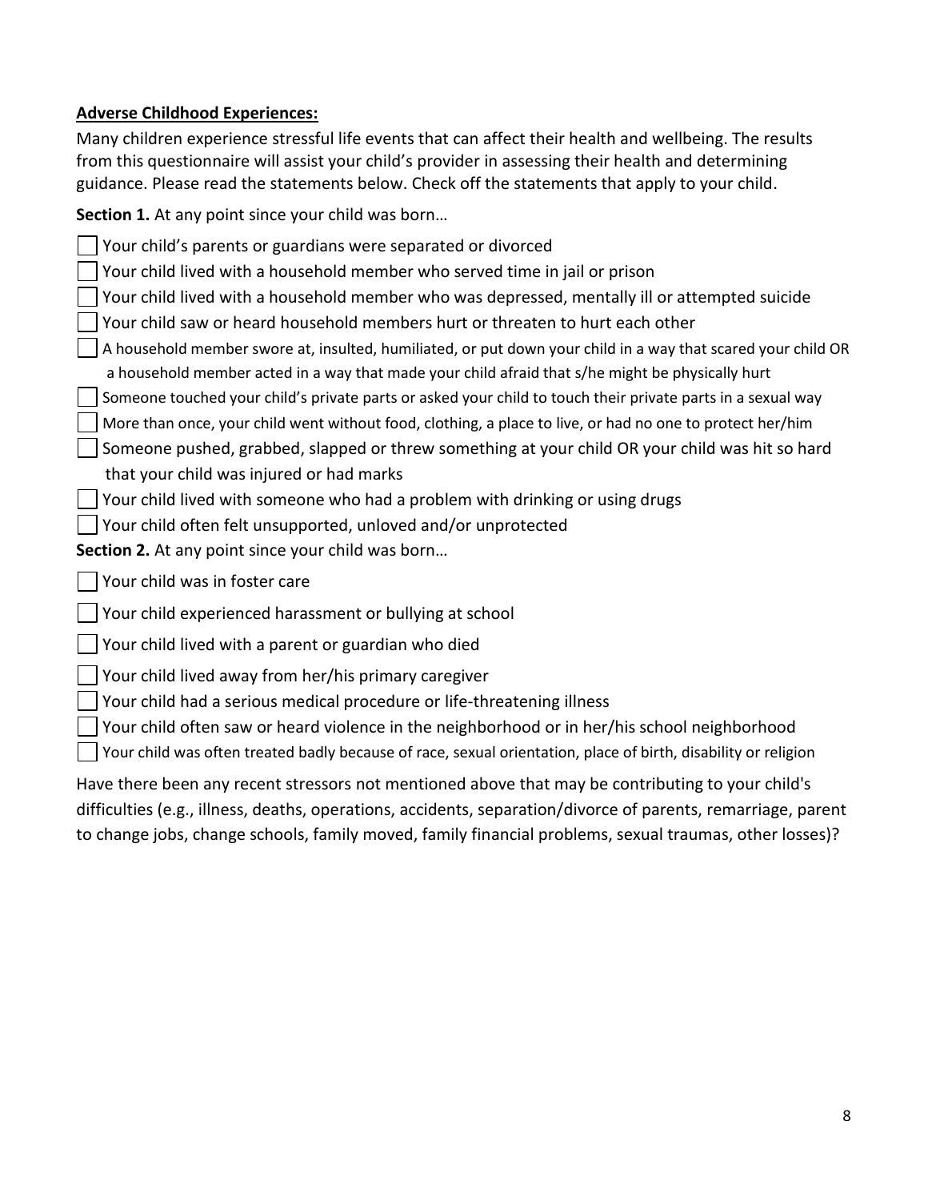**<u>Adverse Childhood Experiences:</u>**

Many children experience stressful life events that can affect their health and wellbeing. The results from this questionnaire will assist your child's provider in assessing their health and determining guidance. Please read the statements below. Check off the statements that apply to your child.

**Section 1.** At any point since your child was born…

- [ ] Your child's parents or guardians were separated or divorced
- [ ] Your child lived with a household member who served time in jail or prison
- [ ] Your child lived with a household member who was depressed, mentally ill or attempted suicide
- [ ] Your child saw or heard household members hurt or threaten to hurt each other
- [ ] A household member swore at, insulted, humiliated, or put down your child in a way that scared your child OR a household member acted in a way that made your child afraid that s/he might be physically hurt
- [ ] Someone touched your child's private parts or asked your child to touch their private parts in a sexual way
- [ ] More than once, your child went without food, clothing, a place to live, or had no one to protect her/him
- [ ] Someone pushed, grabbed, slapped or threw something at your child OR your child was hit so hard that your child was injured or had marks
- [ ] Your child lived with someone who had a problem with drinking or using drugs
- [ ] Your child often felt unsupported, unloved and/or unprotected

**Section 2.** At any point since your child was born…

- [ ] Your child was in foster care
- [ ] Your child experienced harassment or bullying at school
- [ ] Your child lived with a parent or guardian who died
- [ ] Your child lived away from her/his primary caregiver
- [ ] Your child had a serious medical procedure or life-threatening illness
- [ ] Your child often saw or heard violence in the neighborhood or in her/his school neighborhood
- [ ] Your child was often treated badly because of race, sexual orientation, place of birth, disability or religion

Have there been any recent stressors not mentioned above that may be contributing to your child's difficulties (e.g., illness, deaths, operations, accidents, separation/divorce of parents, remarriage, parent to change jobs, change schools, family moved, family financial problems, sexual traumas, other losses)?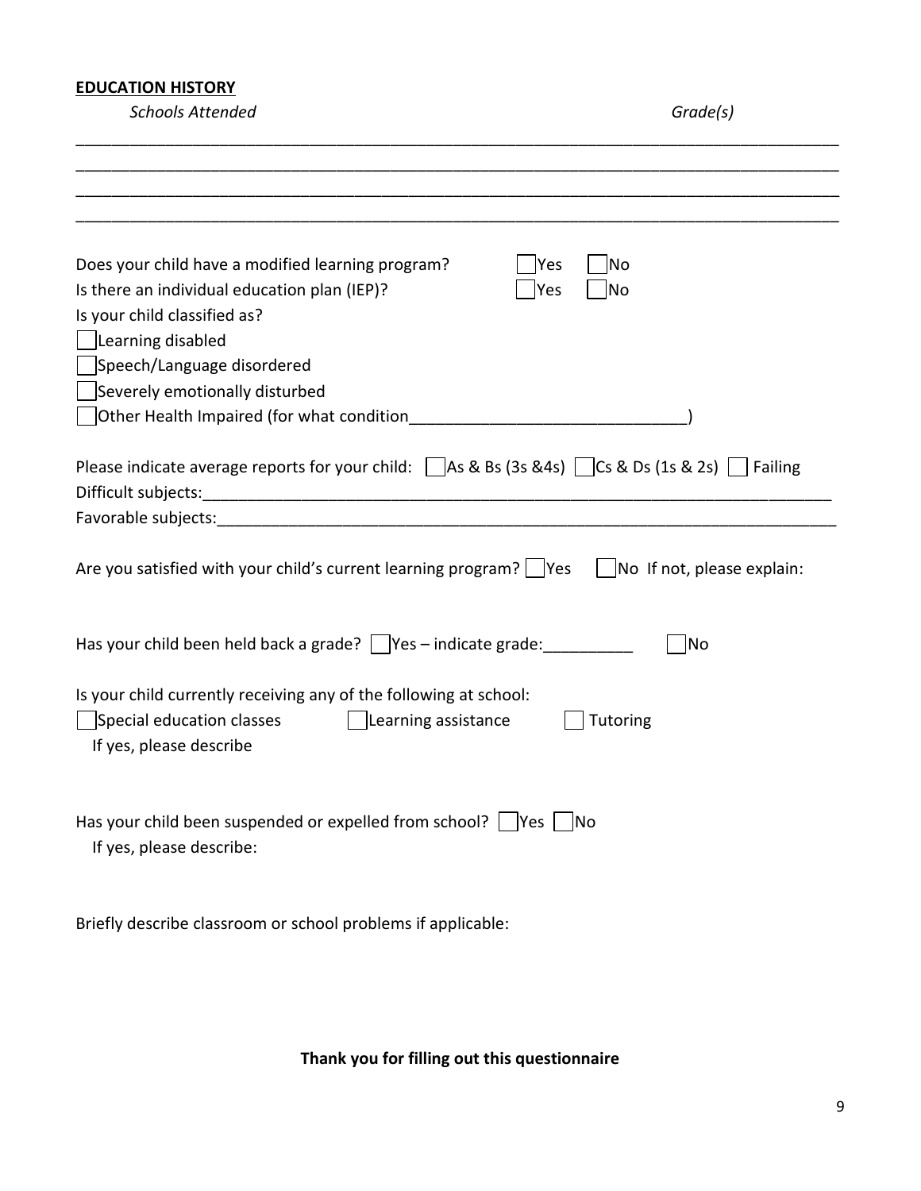**EDUCATION HISTORY**

*Schools Attended* *Grade(s)*

_______________________________________________________________________________

_______________________________________________________________________________

_______________________________________________________________________________

_______________________________________________________________________________

Does your child have a modified learning program? ☐ Yes ☐ No

Is there an individual education plan (IEP)? ☐ Yes ☐ No

Is your child classified as?

☐ Learning disabled

☐ Speech/Language disordered

☐ Severely emotionally disturbed

☐ Other Health Impaired (for what condition_______________________________)

Please indicate average reports for your child: ☐ As & Bs (3s &4s) ☐ Cs & Ds (1s & 2s) ☐ Failing

Difficult subjects:_________________________________________________________________________

Favorable subjects:________________________________________________________________________

Are you satisfied with your child's current learning program? ☐ Yes ☐ No If not, please explain:

Has your child been held back a grade? ☐ Yes – indicate grade:__________ ☐ No

Is your child currently receiving any of the following at school:

☐ Special education classes ☐ Learning assistance ☐ Tutoring

If yes, please describe

Has your child been suspended or expelled from school? ☐ Yes ☐ No

If yes, please describe:

Briefly describe classroom or school problems if applicable:

**Thank you for filling out this questionnaire**